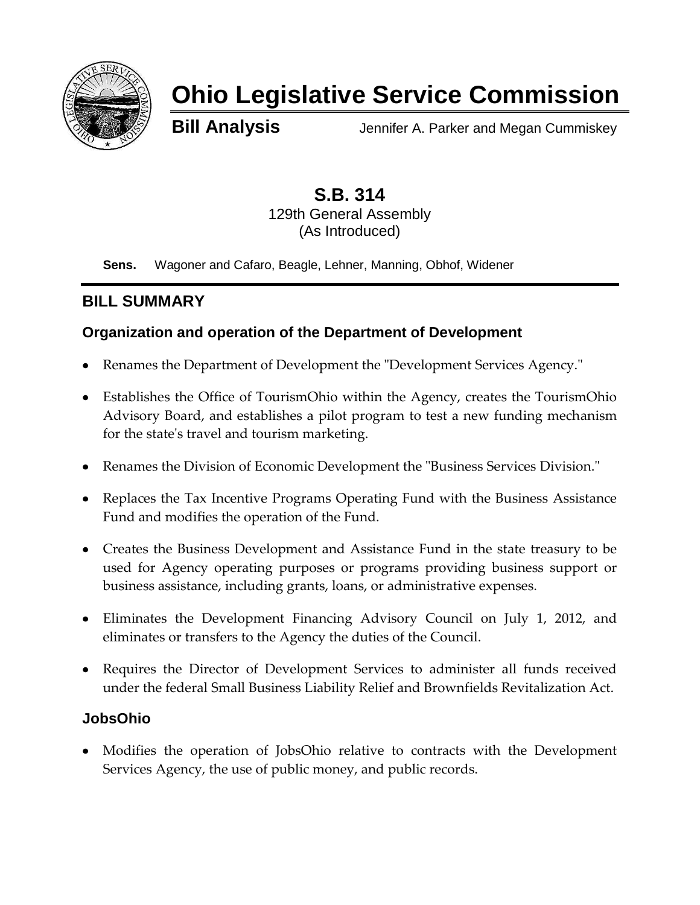# Ohio Legislative Service Commission

**Bill Analysis** Jennifer A. Parker and Megan Cummiskey

## S.B. 314

129th General Assembly
(As Introduced)

**Sens.** Wagoner and Cafaro, Beagle, Lehner, Manning, Obhof, Widener

## BILL SUMMARY

### Organization and operation of the Department of Development

- Renames the Department of Development the "Development Services Agency."
- Establishes the Office of TourismOhio within the Agency, creates the TourismOhio Advisory Board, and establishes a pilot program to test a new funding mechanism for the state's travel and tourism marketing.
- Renames the Division of Economic Development the "Business Services Division."
- Replaces the Tax Incentive Programs Operating Fund with the Business Assistance Fund and modifies the operation of the Fund.
- Creates the Business Development and Assistance Fund in the state treasury to be used for Agency operating purposes or programs providing business support or business assistance, including grants, loans, or administrative expenses.
- Eliminates the Development Financing Advisory Council on July 1, 2012, and eliminates or transfers to the Agency the duties of the Council.
- Requires the Director of Development Services to administer all funds received under the federal Small Business Liability Relief and Brownfields Revitalization Act.

### JobsOhio

- Modifies the operation of JobsOhio relative to contracts with the Development Services Agency, the use of public money, and public records.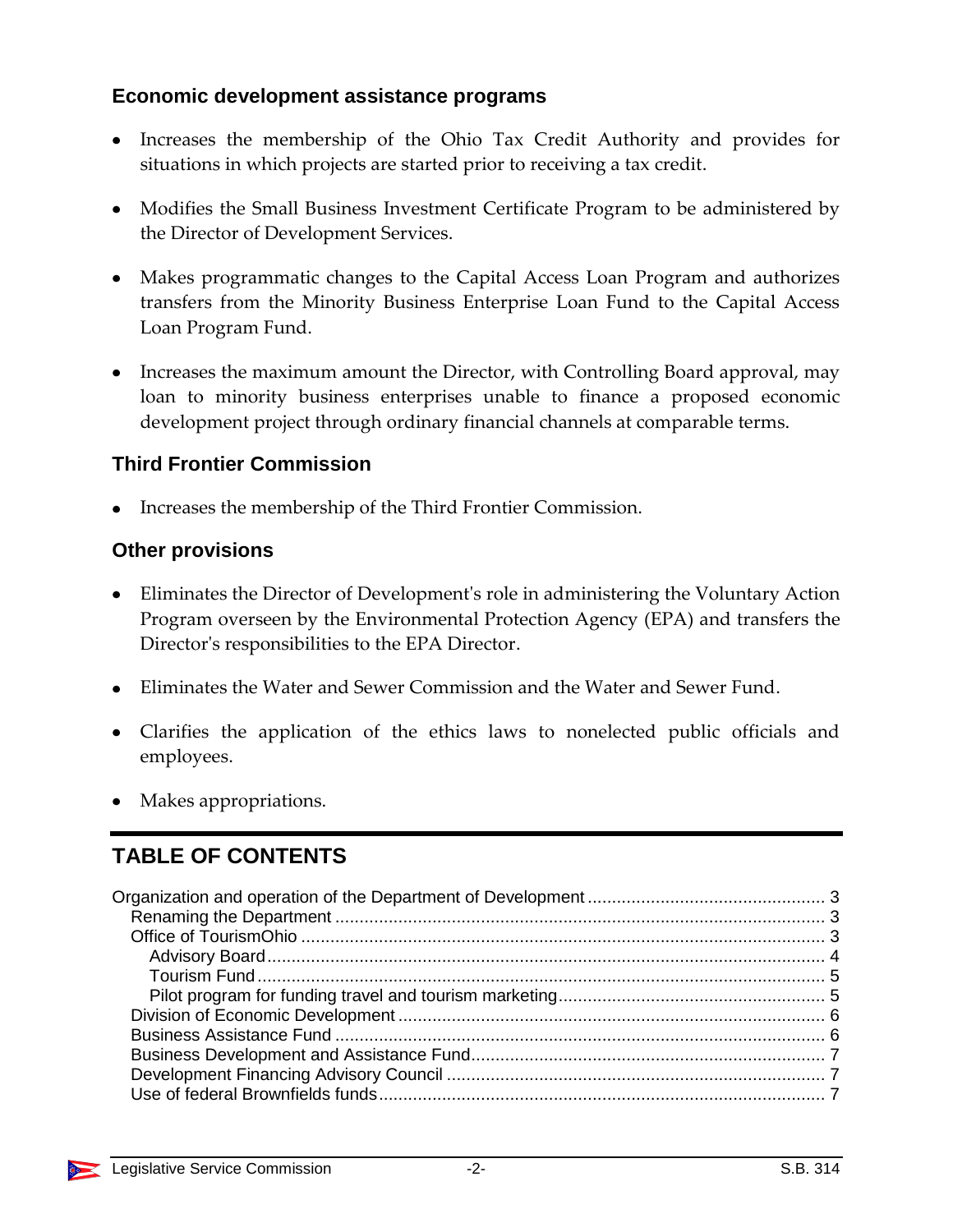### Economic development assistance programs

- Increases the membership of the Ohio Tax Credit Authority and provides for situations in which projects are started prior to receiving a tax credit.
- Modifies the Small Business Investment Certificate Program to be administered by the Director of Development Services.
- Makes programmatic changes to the Capital Access Loan Program and authorizes transfers from the Minority Business Enterprise Loan Fund to the Capital Access Loan Program Fund.
- Increases the maximum amount the Director, with Controlling Board approval, may loan to minority business enterprises unable to finance a proposed economic development project through ordinary financial channels at comparable terms.

### Third Frontier Commission

- Increases the membership of the Third Frontier Commission.

### Other provisions

- Eliminates the Director of Development's role in administering the Voluntary Action Program overseen by the Environmental Protection Agency (EPA) and transfers the Director's responsibilities to the EPA Director.
- Eliminates the Water and Sewer Commission and the Water and Sewer Fund.
- Clarifies the application of the ethics laws to nonelected public officials and employees.
- Makes appropriations.

## TABLE OF CONTENTS

Organization and operation of the Department of Development .... 3
- Renaming the Department .... 3
- Office of TourismOhio .... 3
  - Advisory Board .... 4
  - Tourism Fund .... 5
  - Pilot program for funding travel and tourism marketing .... 5
- Division of Economic Development .... 6
- Business Assistance Fund .... 6
- Business Development and Assistance Fund .... 7
- Development Financing Advisory Council .... 7
- Use of federal Brownfields funds .... 7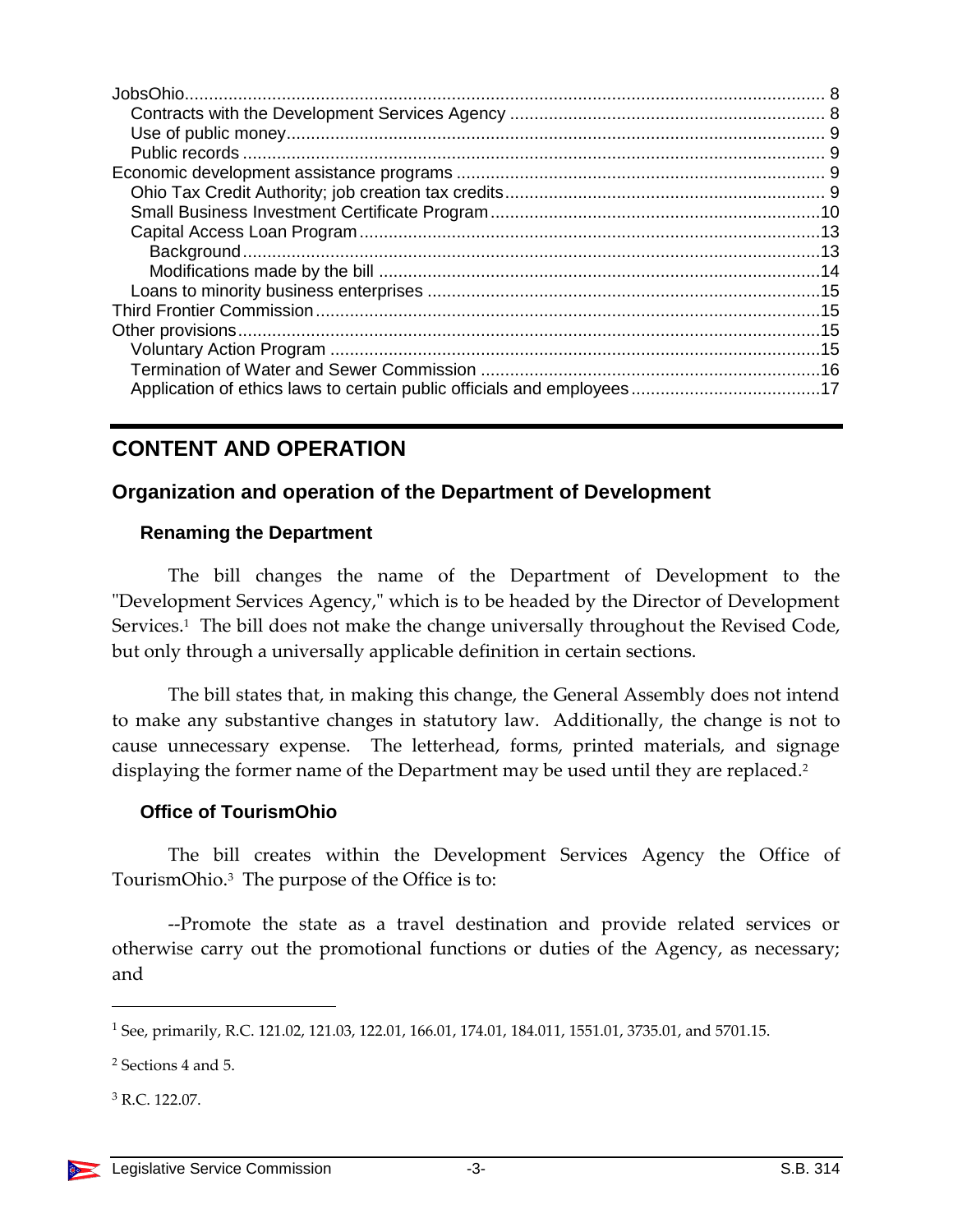JobsOhio .......... 8
  Contracts with the Development Services Agency .......... 8
  Use of public money .......... 9
  Public records .......... 9
Economic development assistance programs .......... 9
  Ohio Tax Credit Authority; job creation tax credits .......... 9
  Small Business Investment Certificate Program .......... 10
  Capital Access Loan Program .......... 13
    Background .......... 13
    Modifications made by the bill .......... 14
  Loans to minority business enterprises .......... 15
Third Frontier Commission .......... 15
Other provisions .......... 15
  Voluntary Action Program .......... 15
  Termination of Water and Sewer Commission .......... 16
  Application of ethics laws to certain public officials and employees .......... 17

---

# CONTENT AND OPERATION

## Organization and operation of the Department of Development

### Renaming the Department

The bill changes the name of the Department of Development to the "Development Services Agency," which is to be headed by the Director of Development Services.[1] The bill does not make the change universally throughout the Revised Code, but only through a universally applicable definition in certain sections.

The bill states that, in making this change, the General Assembly does not intend to make any substantive changes in statutory law. Additionally, the change is not to cause unnecessary expense. The letterhead, forms, printed materials, and signage displaying the former name of the Department may be used until they are replaced.[2]

### Office of TourismOhio

The bill creates within the Development Services Agency the Office of TourismOhio.[3] The purpose of the Office is to:

--Promote the state as a travel destination and provide related services or otherwise carry out the promotional functions or duties of the Agency, as necessary; and

---

[1] See, primarily, R.C. 121.02, 121.03, 122.01, 166.01, 174.01, 184.011, 1551.01, 3735.01, and 5701.15.

[2] Sections 4 and 5.

[3] R.C. 122.07.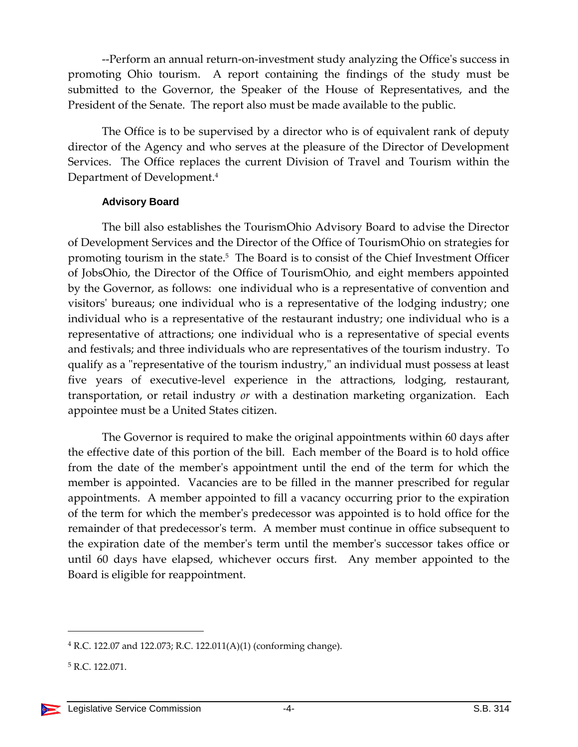--Perform an annual return-on-investment study analyzing the Office's success in promoting Ohio tourism. A report containing the findings of the study must be submitted to the Governor, the Speaker of the House of Representatives, and the President of the Senate. The report also must be made available to the public.

The Office is to be supervised by a director who is of equivalent rank of deputy director of the Agency and who serves at the pleasure of the Director of Development Services. The Office replaces the current Division of Travel and Tourism within the Department of Development.[4]

### Advisory Board

The bill also establishes the TourismOhio Advisory Board to advise the Director of Development Services and the Director of the Office of TourismOhio on strategies for promoting tourism in the state.[5] The Board is to consist of the Chief Investment Officer of JobsOhio, the Director of the Office of TourismOhio, and eight members appointed by the Governor, as follows: one individual who is a representative of convention and visitors' bureaus; one individual who is a representative of the lodging industry; one individual who is a representative of the restaurant industry; one individual who is a representative of attractions; one individual who is a representative of special events and festivals; and three individuals who are representatives of the tourism industry. To qualify as a "representative of the tourism industry," an individual must possess at least five years of executive-level experience in the attractions, lodging, restaurant, transportation, or retail industry *or* with a destination marketing organization. Each appointee must be a United States citizen.

The Governor is required to make the original appointments within 60 days after the effective date of this portion of the bill. Each member of the Board is to hold office from the date of the member's appointment until the end of the term for which the member is appointed. Vacancies are to be filled in the manner prescribed for regular appointments. A member appointed to fill a vacancy occurring prior to the expiration of the term for which the member's predecessor was appointed is to hold office for the remainder of that predecessor's term. A member must continue in office subsequent to the expiration date of the member's term until the member's successor takes office or until 60 days have elapsed, whichever occurs first. Any member appointed to the Board is eligible for reappointment.

---

[4] R.C. 122.07 and 122.073; R.C. 122.011(A)(1) (conforming change).

[5] R.C. 122.071.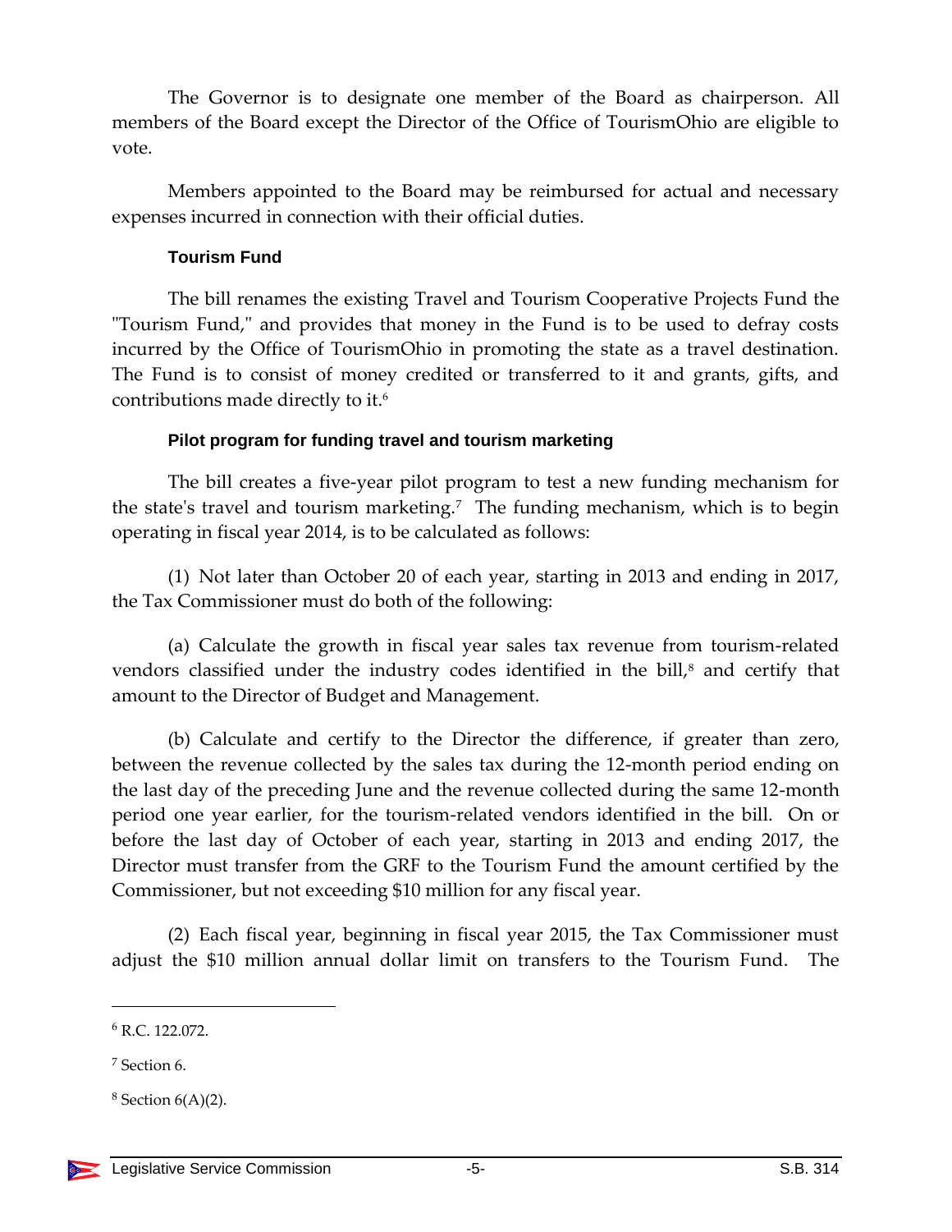The Governor is to designate one member of the Board as chairperson. All members of the Board except the Director of the Office of TourismOhio are eligible to vote.

Members appointed to the Board may be reimbursed for actual and necessary expenses incurred in connection with their official duties.

### Tourism Fund

The bill renames the existing Travel and Tourism Cooperative Projects Fund the "Tourism Fund," and provides that money in the Fund is to be used to defray costs incurred by the Office of TourismOhio in promoting the state as a travel destination. The Fund is to consist of money credited or transferred to it and grants, gifts, and contributions made directly to it.[6]

### Pilot program for funding travel and tourism marketing

The bill creates a five-year pilot program to test a new funding mechanism for the state's travel and tourism marketing.[7] The funding mechanism, which is to begin operating in fiscal year 2014, is to be calculated as follows:

(1) Not later than October 20 of each year, starting in 2013 and ending in 2017, the Tax Commissioner must do both of the following:

(a) Calculate the growth in fiscal year sales tax revenue from tourism-related vendors classified under the industry codes identified in the bill,[8] and certify that amount to the Director of Budget and Management.

(b) Calculate and certify to the Director the difference, if greater than zero, between the revenue collected by the sales tax during the 12-month period ending on the last day of the preceding June and the revenue collected during the same 12-month period one year earlier, for the tourism-related vendors identified in the bill. On or before the last day of October of each year, starting in 2013 and ending 2017, the Director must transfer from the GRF to the Tourism Fund the amount certified by the Commissioner, but not exceeding $10 million for any fiscal year.

(2) Each fiscal year, beginning in fiscal year 2015, the Tax Commissioner must adjust the $10 million annual dollar limit on transfers to the Tourism Fund. The

---

[6] R.C. 122.072.

[7] Section 6.

[8] Section 6(A)(2).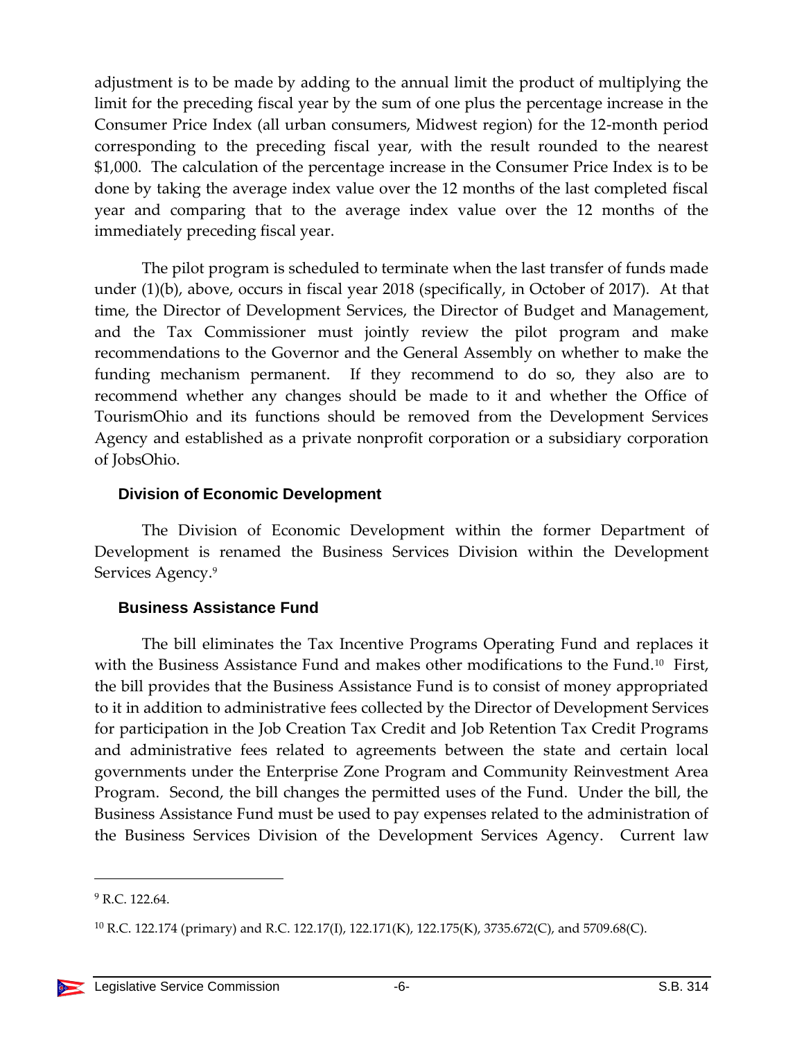adjustment is to be made by adding to the annual limit the product of multiplying the limit for the preceding fiscal year by the sum of one plus the percentage increase in the Consumer Price Index (all urban consumers, Midwest region) for the 12-month period corresponding to the preceding fiscal year, with the result rounded to the nearest $1,000. The calculation of the percentage increase in the Consumer Price Index is to be done by taking the average index value over the 12 months of the last completed fiscal year and comparing that to the average index value over the 12 months of the immediately preceding fiscal year.

The pilot program is scheduled to terminate when the last transfer of funds made under (1)(b), above, occurs in fiscal year 2018 (specifically, in October of 2017). At that time, the Director of Development Services, the Director of Budget and Management, and the Tax Commissioner must jointly review the pilot program and make recommendations to the Governor and the General Assembly on whether to make the funding mechanism permanent. If they recommend to do so, they also are to recommend whether any changes should be made to it and whether the Office of TourismOhio and its functions should be removed from the Development Services Agency and established as a private nonprofit corporation or a subsidiary corporation of JobsOhio.

### Division of Economic Development

The Division of Economic Development within the former Department of Development is renamed the Business Services Division within the Development Services Agency.[9]

### Business Assistance Fund

The bill eliminates the Tax Incentive Programs Operating Fund and replaces it with the Business Assistance Fund and makes other modifications to the Fund.[10] First, the bill provides that the Business Assistance Fund is to consist of money appropriated to it in addition to administrative fees collected by the Director of Development Services for participation in the Job Creation Tax Credit and Job Retention Tax Credit Programs and administrative fees related to agreements between the state and certain local governments under the Enterprise Zone Program and Community Reinvestment Area Program. Second, the bill changes the permitted uses of the Fund. Under the bill, the Business Assistance Fund must be used to pay expenses related to the administration of the Business Services Division of the Development Services Agency. Current law

---

[9] R.C. 122.64.

[10] R.C. 122.174 (primary) and R.C. 122.17(I), 122.171(K), 122.175(K), 3735.672(C), and 5709.68(C).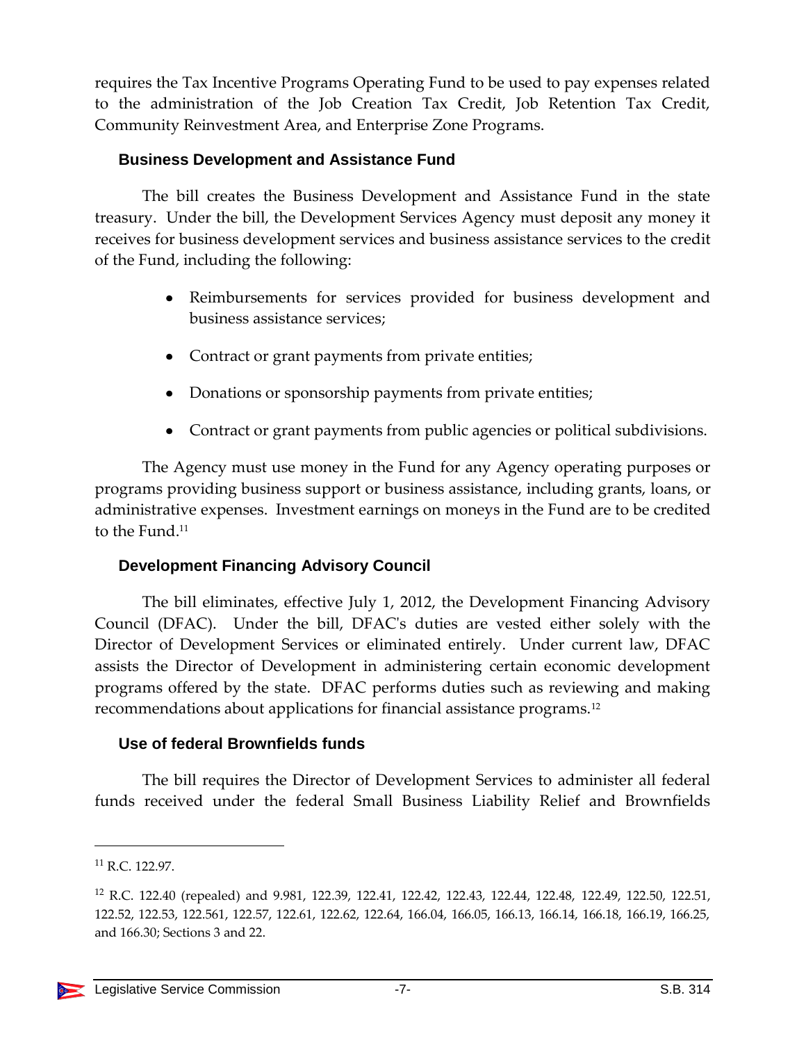requires the Tax Incentive Programs Operating Fund to be used to pay expenses related to the administration of the Job Creation Tax Credit, Job Retention Tax Credit, Community Reinvestment Area, and Enterprise Zone Programs.

### Business Development and Assistance Fund

The bill creates the Business Development and Assistance Fund in the state treasury. Under the bill, the Development Services Agency must deposit any money it receives for business development services and business assistance services to the credit of the Fund, including the following:

- Reimbursements for services provided for business development and business assistance services;
- Contract or grant payments from private entities;
- Donations or sponsorship payments from private entities;
- Contract or grant payments from public agencies or political subdivisions.

The Agency must use money in the Fund for any Agency operating purposes or programs providing business support or business assistance, including grants, loans, or administrative expenses. Investment earnings on moneys in the Fund are to be credited to the Fund.[11]

### Development Financing Advisory Council

The bill eliminates, effective July 1, 2012, the Development Financing Advisory Council (DFAC). Under the bill, DFAC's duties are vested either solely with the Director of Development Services or eliminated entirely. Under current law, DFAC assists the Director of Development in administering certain economic development programs offered by the state. DFAC performs duties such as reviewing and making recommendations about applications for financial assistance programs.[12]

### Use of federal Brownfields funds

The bill requires the Director of Development Services to administer all federal funds received under the federal Small Business Liability Relief and Brownfields

---

[11] R.C. 122.97.

[12] R.C. 122.40 (repealed) and 9.981, 122.39, 122.41, 122.42, 122.43, 122.44, 122.48, 122.49, 122.50, 122.51, 122.52, 122.53, 122.561, 122.57, 122.61, 122.62, 122.64, 166.04, 166.05, 166.13, 166.14, 166.18, 166.19, 166.25, and 166.30; Sections 3 and 22.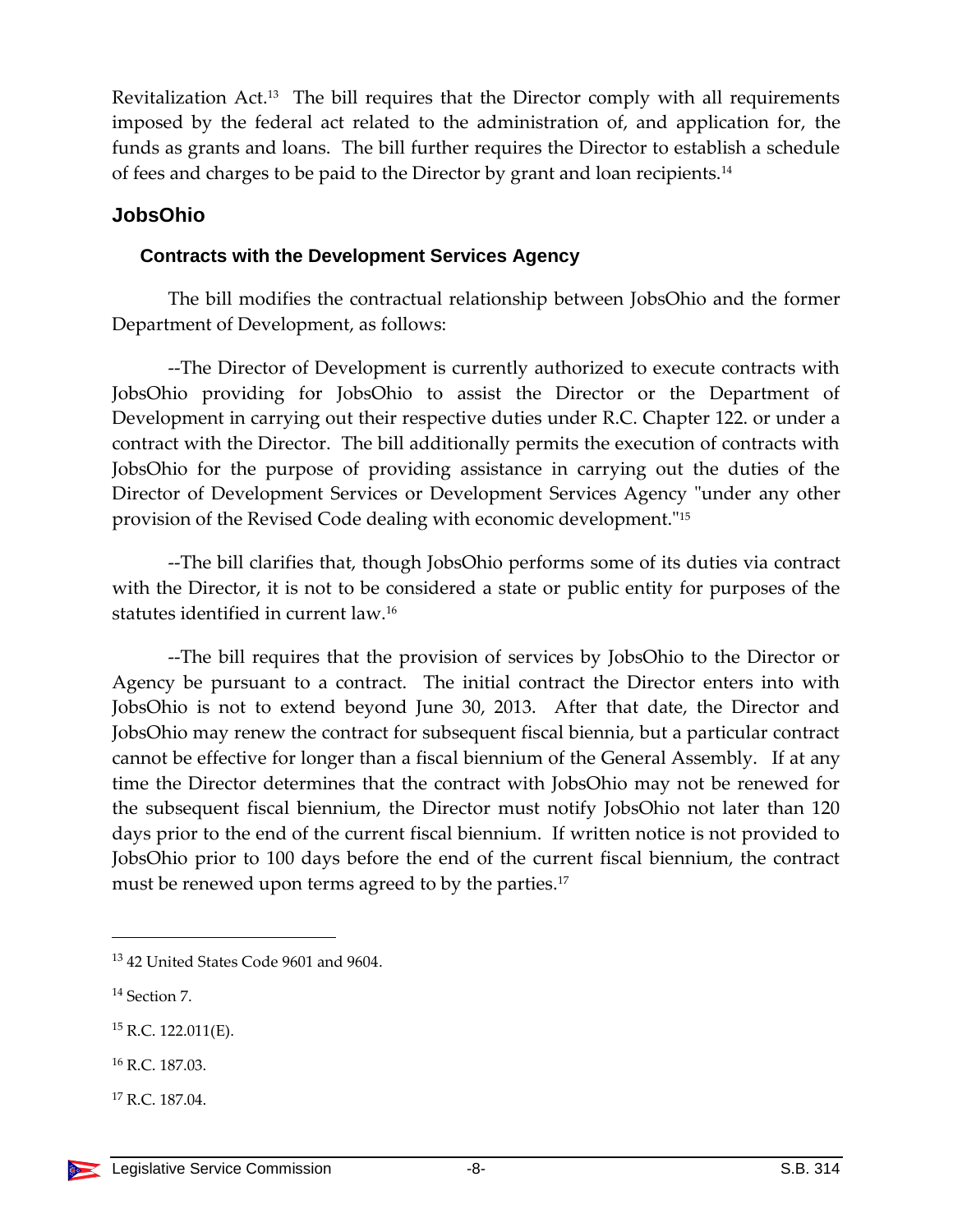Revitalization Act.[13] The bill requires that the Director comply with all requirements imposed by the federal act related to the administration of, and application for, the funds as grants and loans. The bill further requires the Director to establish a schedule of fees and charges to be paid to the Director by grant and loan recipients.[14]

## JobsOhio

### Contracts with the Development Services Agency

The bill modifies the contractual relationship between JobsOhio and the former Department of Development, as follows:

--The Director of Development is currently authorized to execute contracts with JobsOhio providing for JobsOhio to assist the Director or the Department of Development in carrying out their respective duties under R.C. Chapter 122. or under a contract with the Director. The bill additionally permits the execution of contracts with JobsOhio for the purpose of providing assistance in carrying out the duties of the Director of Development Services or Development Services Agency "under any other provision of the Revised Code dealing with economic development."[15]

--The bill clarifies that, though JobsOhio performs some of its duties via contract with the Director, it is not to be considered a state or public entity for purposes of the statutes identified in current law.[16]

--The bill requires that the provision of services by JobsOhio to the Director or Agency be pursuant to a contract. The initial contract the Director enters into with JobsOhio is not to extend beyond June 30, 2013. After that date, the Director and JobsOhio may renew the contract for subsequent fiscal biennia, but a particular contract cannot be effective for longer than a fiscal biennium of the General Assembly. If at any time the Director determines that the contract with JobsOhio may not be renewed for the subsequent fiscal biennium, the Director must notify JobsOhio not later than 120 days prior to the end of the current fiscal biennium. If written notice is not provided to JobsOhio prior to 100 days before the end of the current fiscal biennium, the contract must be renewed upon terms agreed to by the parties.[17]

---

[13] 42 United States Code 9601 and 9604.

[14] Section 7.

[15] R.C. 122.011(E).

[16] R.C. 187.03.

[17] R.C. 187.04.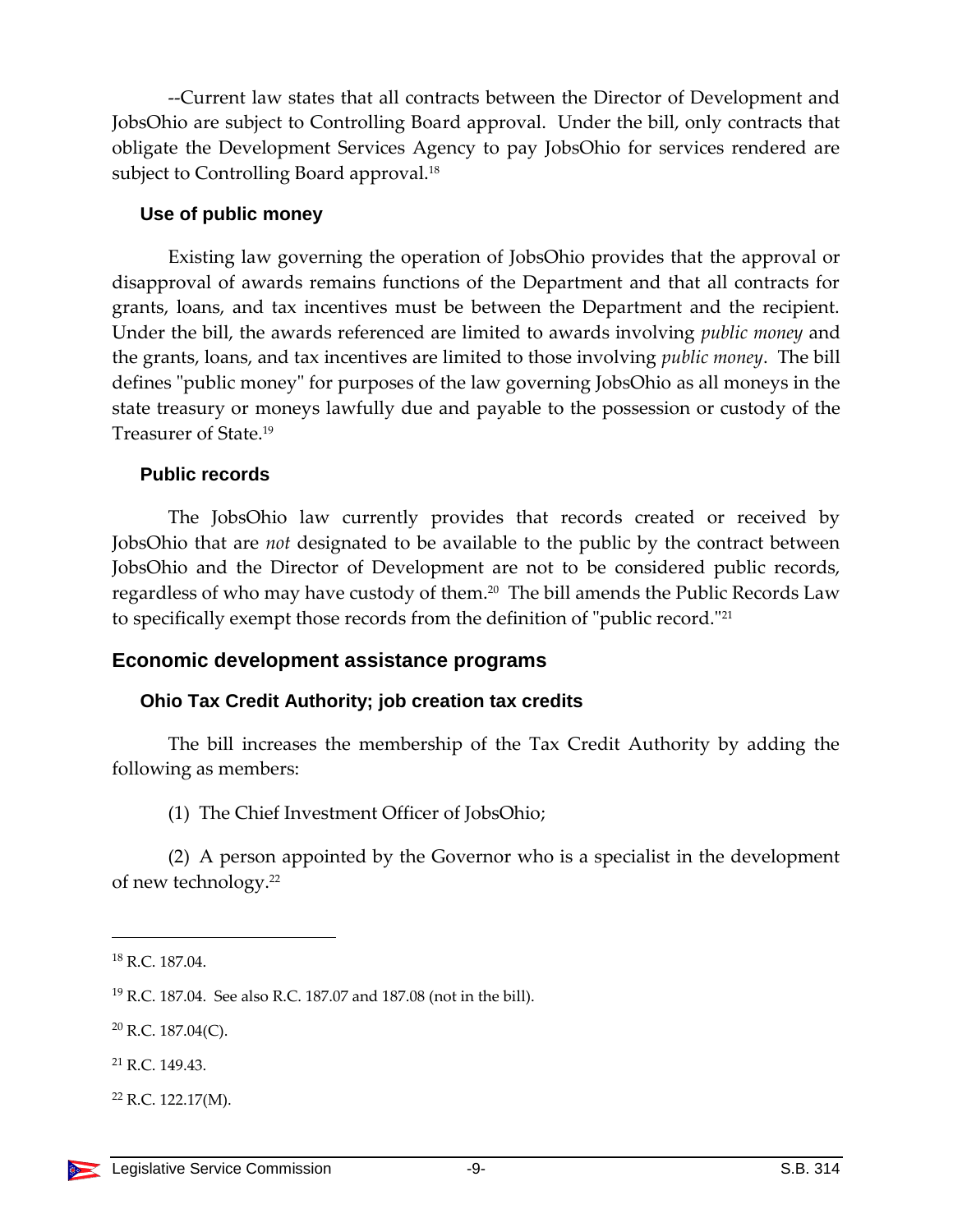--Current law states that all contracts between the Director of Development and JobsOhio are subject to Controlling Board approval. Under the bill, only contracts that obligate the Development Services Agency to pay JobsOhio for services rendered are subject to Controlling Board approval.[18]

### Use of public money

Existing law governing the operation of JobsOhio provides that the approval or disapproval of awards remains functions of the Department and that all contracts for grants, loans, and tax incentives must be between the Department and the recipient. Under the bill, the awards referenced are limited to awards involving *public money* and the grants, loans, and tax incentives are limited to those involving *public money*. The bill defines "public money" for purposes of the law governing JobsOhio as all moneys in the state treasury or moneys lawfully due and payable to the possession or custody of the Treasurer of State.[19]

### Public records

The JobsOhio law currently provides that records created or received by JobsOhio that are *not* designated to be available to the public by the contract between JobsOhio and the Director of Development are not to be considered public records, regardless of who may have custody of them.[20] The bill amends the Public Records Law to specifically exempt those records from the definition of "public record."[21]

## Economic development assistance programs

### Ohio Tax Credit Authority; job creation tax credits

The bill increases the membership of the Tax Credit Authority by adding the following as members:

(1) The Chief Investment Officer of JobsOhio;

(2) A person appointed by the Governor who is a specialist in the development of new technology.[22]

---

[18] R.C. 187.04.

[19] R.C. 187.04. See also R.C. 187.07 and 187.08 (not in the bill).

[20] R.C. 187.04(C).

[21] R.C. 149.43.

[22] R.C. 122.17(M).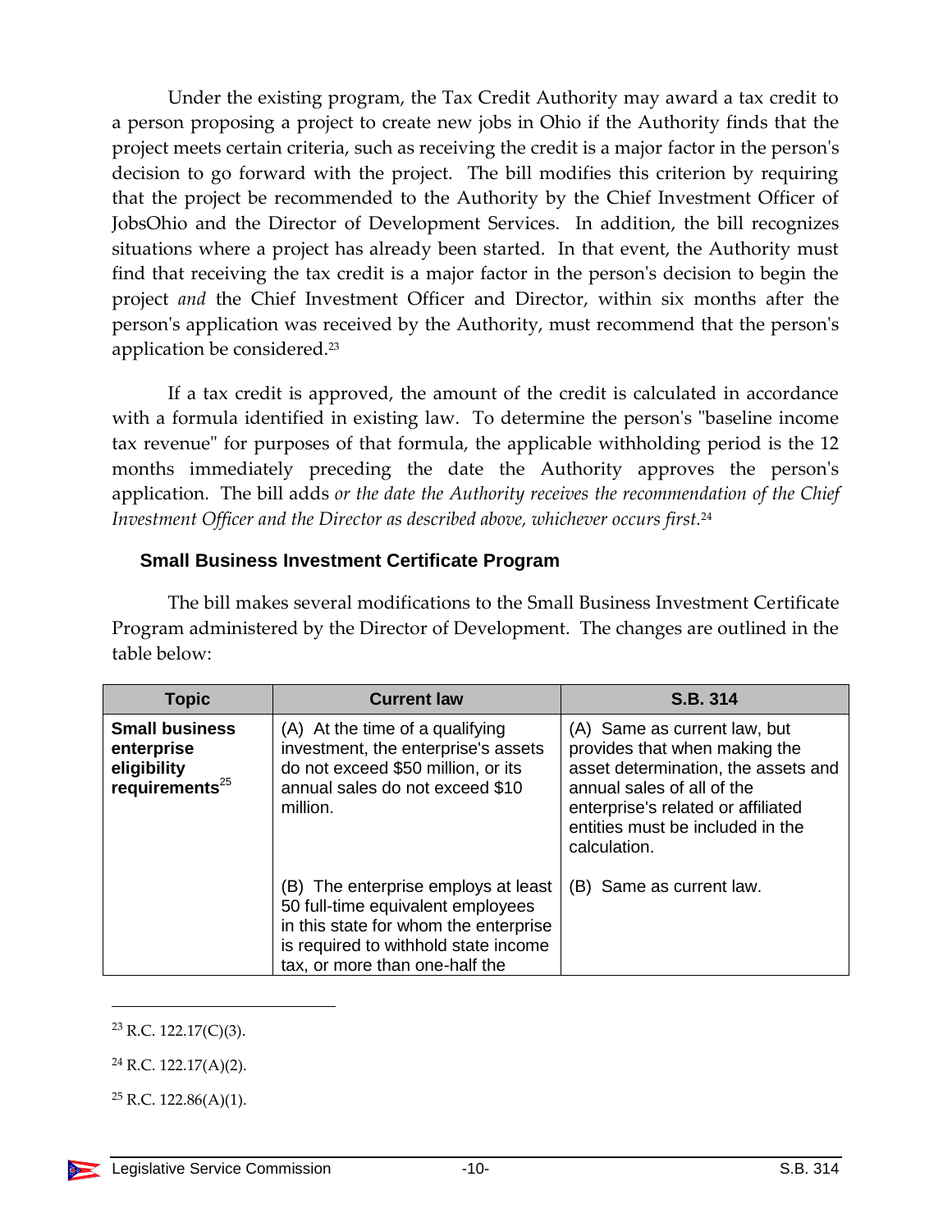Under the existing program, the Tax Credit Authority may award a tax credit to a person proposing a project to create new jobs in Ohio if the Authority finds that the project meets certain criteria, such as receiving the credit is a major factor in the person's decision to go forward with the project. The bill modifies this criterion by requiring that the project be recommended to the Authority by the Chief Investment Officer of JobsOhio and the Director of Development Services. In addition, the bill recognizes situations where a project has already been started. In that event, the Authority must find that receiving the tax credit is a major factor in the person's decision to begin the project *and* the Chief Investment Officer and Director, within six months after the person's application was received by the Authority, must recommend that the person's application be considered.[23]

If a tax credit is approved, the amount of the credit is calculated in accordance with a formula identified in existing law. To determine the person's "baseline income tax revenue" for purposes of that formula, the applicable withholding period is the 12 months immediately preceding the date the Authority approves the person's application. The bill adds *or the date the Authority receives the recommendation of the Chief Investment Officer and the Director as described above, whichever occurs first.*[24]

### Small Business Investment Certificate Program

The bill makes several modifications to the Small Business Investment Certificate Program administered by the Director of Development. The changes are outlined in the table below:

| Topic | Current law | S.B. 314 |
| --- | --- | --- |
| **Small business enterprise eligibility requirements**[25] | (A) At the time of a qualifying investment, the enterprise's assets do not exceed $50 million, or its annual sales do not exceed $10 million. | (A) Same as current law, but provides that when making the asset determination, the assets and annual sales of all of the enterprise's related or affiliated entities must be included in the calculation. |
| | (B) The enterprise employs at least 50 full-time equivalent employees in this state for whom the enterprise is required to withhold state income tax, or more than one-half the | (B) Same as current law. |

[23] R.C. 122.17(C)(3).

[24] R.C. 122.17(A)(2).

[25] R.C. 122.86(A)(1).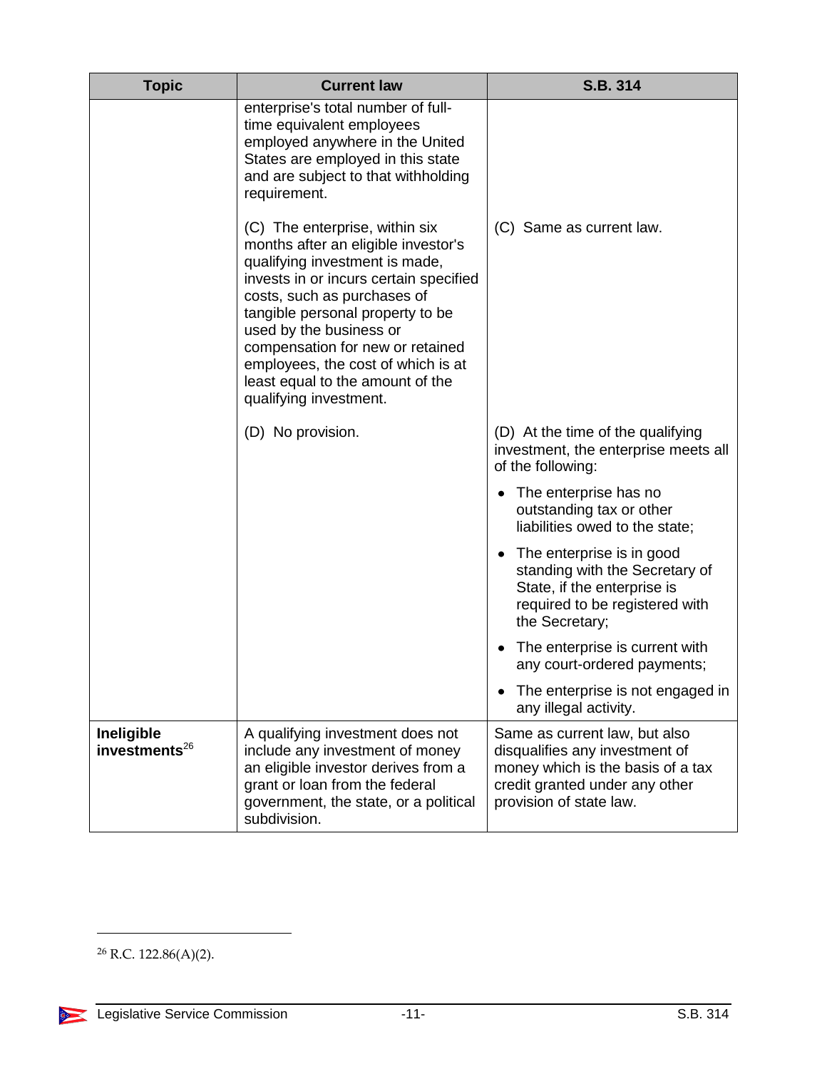| Topic | Current law | S.B. 314 |
|---|---|---|
| | enterprise's total number of full-time equivalent employees employed anywhere in the United States are employed in this state and are subject to that withholding requirement. | |
| | (C) The enterprise, within six months after an eligible investor's qualifying investment is made, invests in or incurs certain specified costs, such as purchases of tangible personal property to be used by the business or compensation for new or retained employees, the cost of which is at least equal to the amount of the qualifying investment. | (C) Same as current law. |
| | (D) No provision. | (D) At the time of the qualifying investment, the enterprise meets all of the following:<br>• The enterprise has no outstanding tax or other liabilities owed to the state;<br>• The enterprise is in good standing with the Secretary of State, if the enterprise is required to be registered with the Secretary;<br>• The enterprise is current with any court-ordered payments;<br>• The enterprise is not engaged in any illegal activity. |
| **Ineligible investments**[26] | A qualifying investment does not include any investment of money an eligible investor derives from a grant or loan from the federal government, the state, or a political subdivision. | Same as current law, but also disqualifies any investment of money which is the basis of a tax credit granted under any other provision of state law. |

[26] R.C. 122.86(A)(2).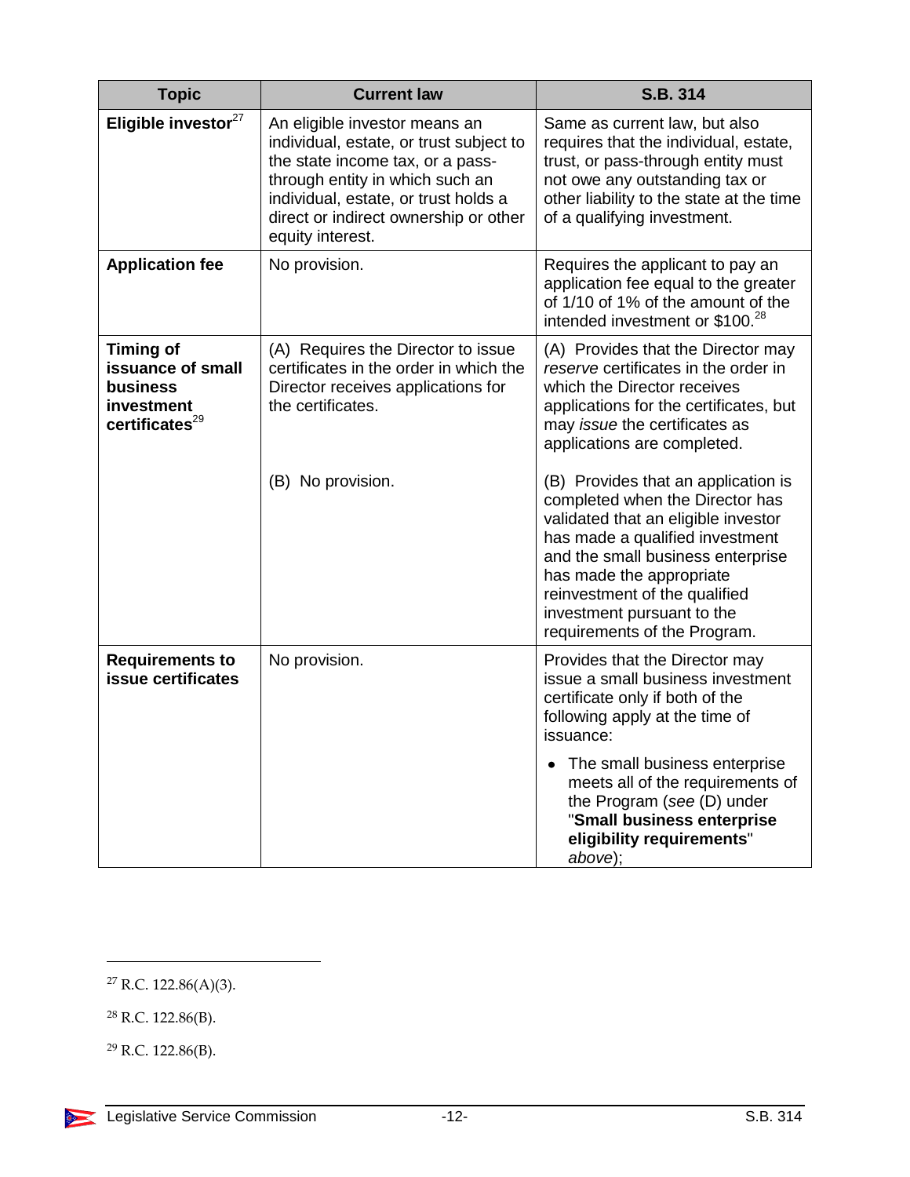| Topic | Current law | S.B. 314 |
|---|---|---|
| **Eligible investor**[27] | An eligible investor means an individual, estate, or trust subject to the state income tax, or a pass-through entity in which such an individual, estate, or trust holds a direct or indirect ownership or other equity interest. | Same as current law, but also requires that the individual, estate, trust, or pass-through entity must not owe any outstanding tax or other liability to the state at the time of a qualifying investment. |
| **Application fee** | No provision. | Requires the applicant to pay an application fee equal to the greater of 1/10 of 1% of the amount of the intended investment or $100.[28] |
| **Timing of issuance of small business investment certificates**[29] | (A) Requires the Director to issue certificates in the order in which the Director receives applications for the certificates. | (A) Provides that the Director may *reserve* certificates in the order in which the Director receives applications for the certificates, but may *issue* the certificates as applications are completed. |
| | (B) No provision. | (B) Provides that an application is completed when the Director has validated that an eligible investor has made a qualified investment and the small business enterprise has made the appropriate reinvestment of the qualified investment pursuant to the requirements of the Program. |
| **Requirements to issue certificates** | No provision. | Provides that the Director may issue a small business investment certificate only if both of the following apply at the time of issuance:<br>• The small business enterprise meets all of the requirements of the Program (*see* (D) under "**Small business enterprise eligibility requirements**" *above*); |

[27] R.C. 122.86(A)(3).

[28] R.C. 122.86(B).

[29] R.C. 122.86(B).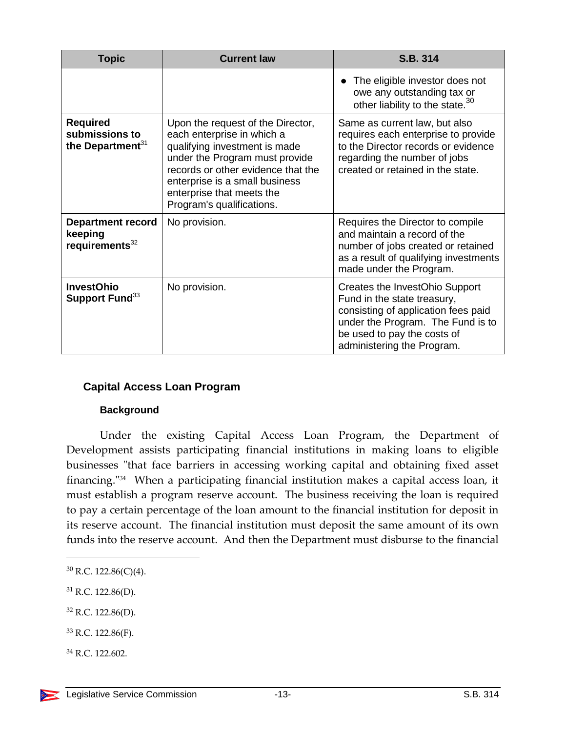| Topic | Current law | S.B. 314 |
|---|---|---|
| | | • The eligible investor does not owe any outstanding tax or other liability to the state.[30] |
| **Required submissions to the Department**[31] | Upon the request of the Director, each enterprise in which a qualifying investment is made under the Program must provide records or other evidence that the enterprise is a small business enterprise that meets the Program's qualifications. | Same as current law, but also requires each enterprise to provide to the Director records or evidence regarding the number of jobs created or retained in the state. |
| **Department record keeping requirements**[32] | No provision. | Requires the Director to compile and maintain a record of the number of jobs created or retained as a result of qualifying investments made under the Program. |
| **InvestOhio Support Fund**[33] | No provision. | Creates the InvestOhio Support Fund in the state treasury, consisting of application fees paid under the Program. The Fund is to be used to pay the costs of administering the Program. |

## Capital Access Loan Program

### Background

Under the existing Capital Access Loan Program, the Department of Development assists participating financial institutions in making loans to eligible businesses "that face barriers in accessing working capital and obtaining fixed asset financing."[34] When a participating financial institution makes a capital access loan, it must establish a program reserve account. The business receiving the loan is required to pay a certain percentage of the loan amount to the financial institution for deposit in its reserve account. The financial institution must deposit the same amount of its own funds into the reserve account. And then the Department must disburse to the financial

---

[30] R.C. 122.86(C)(4).

[31] R.C. 122.86(D).

[32] R.C. 122.86(D).

[33] R.C. 122.86(F).

[34] R.C. 122.602.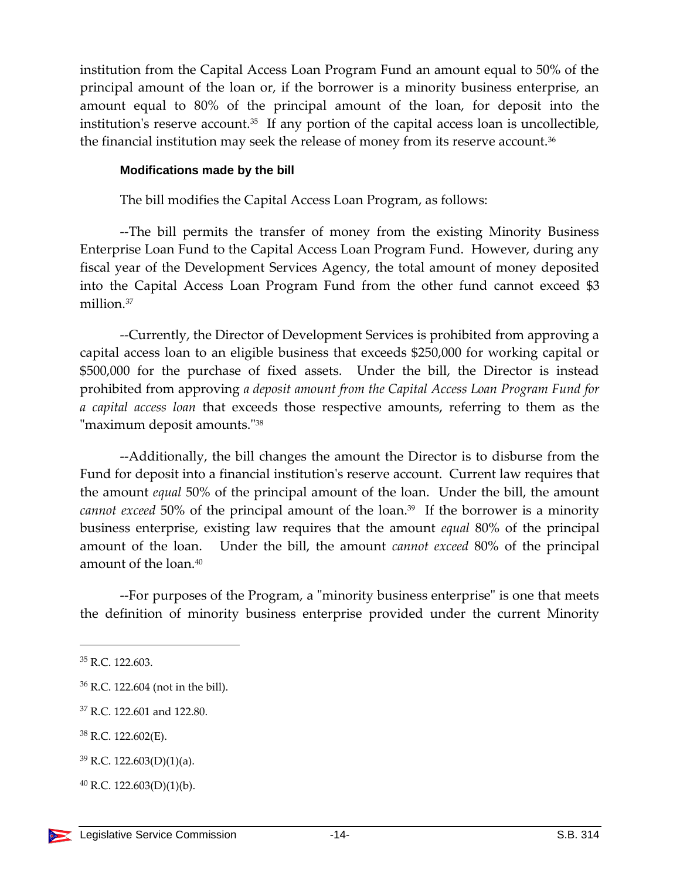institution from the Capital Access Loan Program Fund an amount equal to 50% of the principal amount of the loan or, if the borrower is a minority business enterprise, an amount equal to 80% of the principal amount of the loan, for deposit into the institution's reserve account.[35] If any portion of the capital access loan is uncollectible, the financial institution may seek the release of money from its reserve account.[36]

#### Modifications made by the bill

The bill modifies the Capital Access Loan Program, as follows:

--The bill permits the transfer of money from the existing Minority Business Enterprise Loan Fund to the Capital Access Loan Program Fund. However, during any fiscal year of the Development Services Agency, the total amount of money deposited into the Capital Access Loan Program Fund from the other fund cannot exceed $3 million.[37]

--Currently, the Director of Development Services is prohibited from approving a capital access loan to an eligible business that exceeds $250,000 for working capital or $500,000 for the purchase of fixed assets. Under the bill, the Director is instead prohibited from approving *a deposit amount from the Capital Access Loan Program Fund for a capital access loan* that exceeds those respective amounts, referring to them as the "maximum deposit amounts."[38]

--Additionally, the bill changes the amount the Director is to disburse from the Fund for deposit into a financial institution's reserve account. Current law requires that the amount *equal* 50% of the principal amount of the loan. Under the bill, the amount *cannot exceed* 50% of the principal amount of the loan.[39] If the borrower is a minority business enterprise, existing law requires that the amount *equal* 80% of the principal amount of the loan. Under the bill, the amount *cannot exceed* 80% of the principal amount of the loan.[40]

--For purposes of the Program, a "minority business enterprise" is one that meets the definition of minority business enterprise provided under the current Minority

---

[35] R.C. 122.603.

[36] R.C. 122.604 (not in the bill).

[37] R.C. 122.601 and 122.80.

[38] R.C. 122.602(E).

[39] R.C. 122.603(D)(1)(a).

[40] R.C. 122.603(D)(1)(b).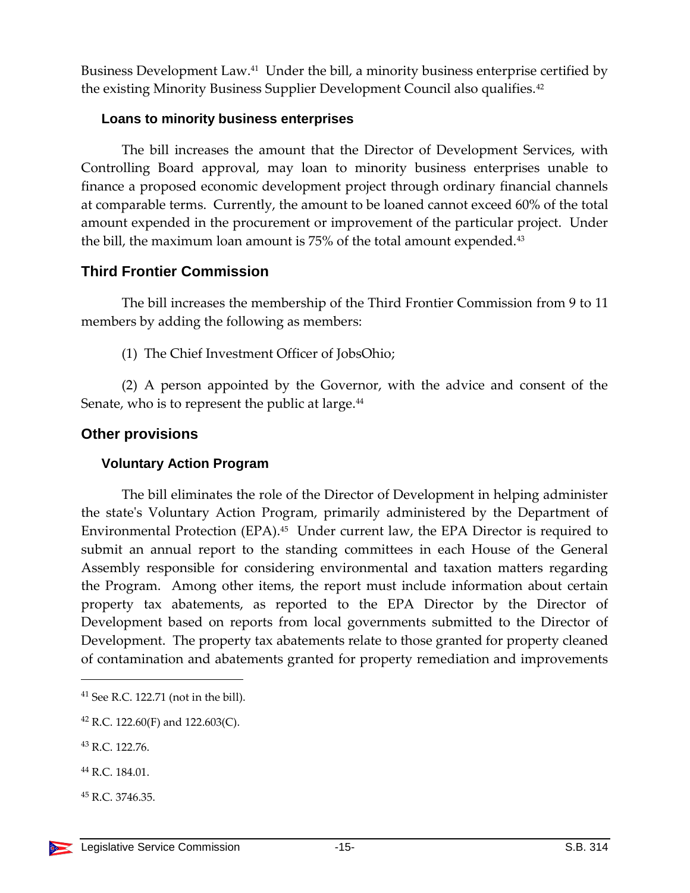Business Development Law.[41] Under the bill, a minority business enterprise certified by the existing Minority Business Supplier Development Council also qualifies.[42]

### Loans to minority business enterprises

The bill increases the amount that the Director of Development Services, with Controlling Board approval, may loan to minority business enterprises unable to finance a proposed economic development project through ordinary financial channels at comparable terms. Currently, the amount to be loaned cannot exceed 60% of the total amount expended in the procurement or improvement of the particular project. Under the bill, the maximum loan amount is 75% of the total amount expended.[43]

## Third Frontier Commission

The bill increases the membership of the Third Frontier Commission from 9 to 11 members by adding the following as members:

(1) The Chief Investment Officer of JobsOhio;

(2) A person appointed by the Governor, with the advice and consent of the Senate, who is to represent the public at large.[44]

## Other provisions

### Voluntary Action Program

The bill eliminates the role of the Director of Development in helping administer the state's Voluntary Action Program, primarily administered by the Department of Environmental Protection (EPA).[45] Under current law, the EPA Director is required to submit an annual report to the standing committees in each House of the General Assembly responsible for considering environmental and taxation matters regarding the Program. Among other items, the report must include information about certain property tax abatements, as reported to the EPA Director by the Director of Development based on reports from local governments submitted to the Director of Development. The property tax abatements relate to those granted for property cleaned of contamination and abatements granted for property remediation and improvements

---

[41] See R.C. 122.71 (not in the bill).

[42] R.C. 122.60(F) and 122.603(C).

[43] R.C. 122.76.

[44] R.C. 184.01.

[45] R.C. 3746.35.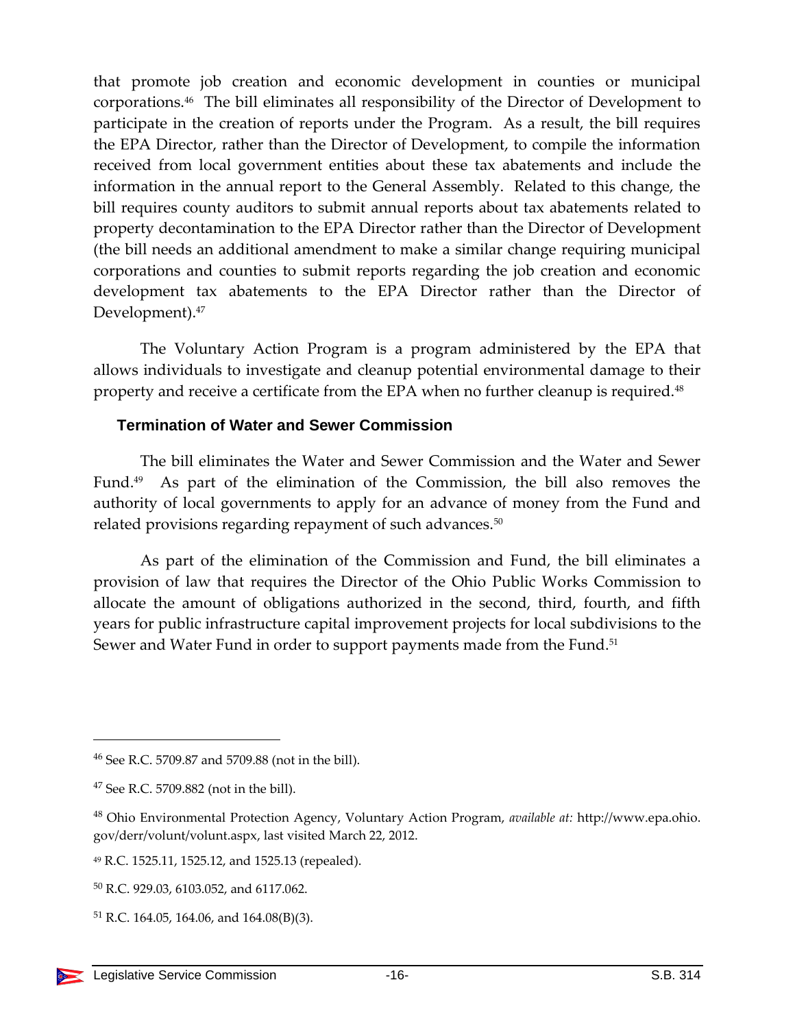that promote job creation and economic development in counties or municipal corporations.[46] The bill eliminates all responsibility of the Director of Development to participate in the creation of reports under the Program. As a result, the bill requires the EPA Director, rather than the Director of Development, to compile the information received from local government entities about these tax abatements and include the information in the annual report to the General Assembly. Related to this change, the bill requires county auditors to submit annual reports about tax abatements related to property decontamination to the EPA Director rather than the Director of Development (the bill needs an additional amendment to make a similar change requiring municipal corporations and counties to submit reports regarding the job creation and economic development tax abatements to the EPA Director rather than the Director of Development).[47]

The Voluntary Action Program is a program administered by the EPA that allows individuals to investigate and cleanup potential environmental damage to their property and receive a certificate from the EPA when no further cleanup is required.[48]

### Termination of Water and Sewer Commission

The bill eliminates the Water and Sewer Commission and the Water and Sewer Fund.[49] As part of the elimination of the Commission, the bill also removes the authority of local governments to apply for an advance of money from the Fund and related provisions regarding repayment of such advances.[50]

As part of the elimination of the Commission and Fund, the bill eliminates a provision of law that requires the Director of the Ohio Public Works Commission to allocate the amount of obligations authorized in the second, third, fourth, and fifth years for public infrastructure capital improvement projects for local subdivisions to the Sewer and Water Fund in order to support payments made from the Fund.[51]

---

[46] See R.C. 5709.87 and 5709.88 (not in the bill).

[47] See R.C. 5709.882 (not in the bill).

[48] Ohio Environmental Protection Agency, Voluntary Action Program, *available at:* http://www.epa.ohio.gov/derr/volunt/volunt.aspx, last visited March 22, 2012.

[49] R.C. 1525.11, 1525.12, and 1525.13 (repealed).

[50] R.C. 929.03, 6103.052, and 6117.062.

[51] R.C. 164.05, 164.06, and 164.08(B)(3).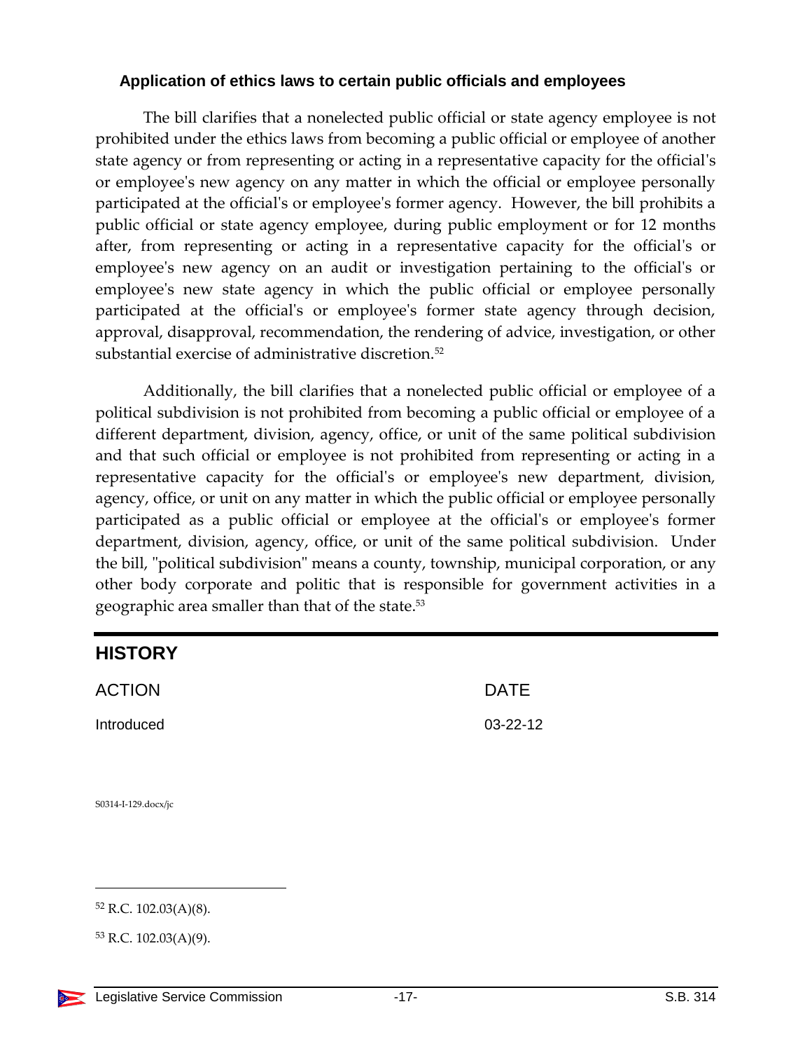### Application of ethics laws to certain public officials and employees

The bill clarifies that a nonelected public official or state agency employee is not prohibited under the ethics laws from becoming a public official or employee of another state agency or from representing or acting in a representative capacity for the official's or employee's new agency on any matter in which the official or employee personally participated at the official's or employee's former agency. However, the bill prohibits a public official or state agency employee, during public employment or for 12 months after, from representing or acting in a representative capacity for the official's or employee's new agency on an audit or investigation pertaining to the official's or employee's new state agency in which the public official or employee personally participated at the official's or employee's former state agency through decision, approval, disapproval, recommendation, the rendering of advice, investigation, or other substantial exercise of administrative discretion.[52]

Additionally, the bill clarifies that a nonelected public official or employee of a political subdivision is not prohibited from becoming a public official or employee of a different department, division, agency, office, or unit of the same political subdivision and that such official or employee is not prohibited from representing or acting in a representative capacity for the official's or employee's new department, division, agency, office, or unit on any matter in which the public official or employee personally participated as a public official or employee at the official's or employee's former department, division, agency, office, or unit of the same political subdivision. Under the bill, "political subdivision" means a county, township, municipal corporation, or any other body corporate and politic that is responsible for government activities in a geographic area smaller than that of the state.[53]

## HISTORY

| ACTION | DATE |
|---|---|
| Introduced | 03-22-12 |

S0314-I-129.docx/jc

[52] R.C. 102.03(A)(8).

[53] R.C. 102.03(A)(9).